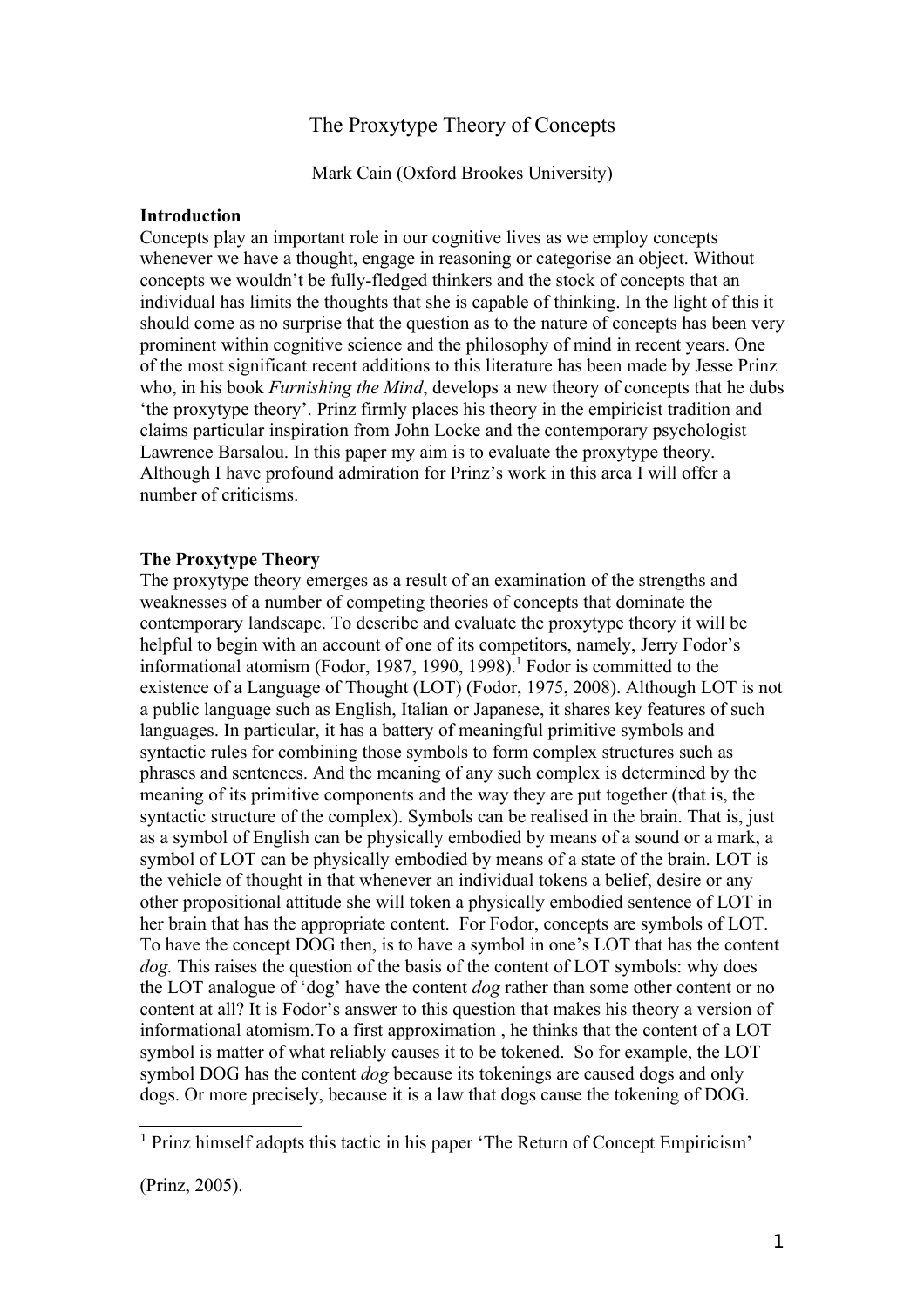# The Proxytype Theory of Concepts

Mark Cain (Oxford Brookes University)

**Introduction**

Concepts play an important role in our cognitive lives as we employ concepts whenever we have a thought, engage in reasoning or categorise an object. Without concepts we wouldn't be fully-fledged thinkers and the stock of concepts that an individual has limits the thoughts that she is capable of thinking. In the light of this it should come as no surprise that the question as to the nature of concepts has been very prominent within cognitive science and the philosophy of mind in recent years. One of the most significant recent additions to this literature has been made by Jesse Prinz who, in his book *Furnishing the Mind*, develops a new theory of concepts that he dubs 'the proxytype theory'. Prinz firmly places his theory in the empiricist tradition and claims particular inspiration from John Locke and the contemporary psychologist Lawrence Barsalou. In this paper my aim is to evaluate the proxytype theory. Although I have profound admiration for Prinz's work in this area I will offer a number of criticisms.

**The Proxytype Theory**

The proxytype theory emerges as a result of an examination of the strengths and weaknesses of a number of competing theories of concepts that dominate the contemporary landscape. To describe and evaluate the proxytype theory it will be helpful to begin with an account of one of its competitors, namely, Jerry Fodor's informational atomism (Fodor, 1987, 1990, 1998).[1] Fodor is committed to the existence of a Language of Thought (LOT) (Fodor, 1975, 2008). Although LOT is not a public language such as English, Italian or Japanese, it shares key features of such languages. In particular, it has a battery of meaningful primitive symbols and syntactic rules for combining those symbols to form complex structures such as phrases and sentences. And the meaning of any such complex is determined by the meaning of its primitive components and the way they are put together (that is, the syntactic structure of the complex). Symbols can be realised in the brain. That is, just as a symbol of English can be physically embodied by means of a sound or a mark, a symbol of LOT can be physically embodied by means of a state of the brain. LOT is the vehicle of thought in that whenever an individual tokens a belief, desire or any other propositional attitude she will token a physically embodied sentence of LOT in her brain that has the appropriate content. For Fodor, concepts are symbols of LOT. To have the concept DOG then, is to have a symbol in one's LOT that has the content *dog.* This raises the question of the basis of the content of LOT symbols: why does the LOT analogue of 'dog' have the content *dog* rather than some other content or no content at all? It is Fodor's answer to this question that makes his theory a version of informational atomism.To a first approximation , he thinks that the content of a LOT symbol is matter of what reliably causes it to be tokened. So for example, the LOT symbol DOG has the content *dog* because its tokenings are caused dogs and only dogs. Or more precisely, because it is a law that dogs cause the tokening of DOG.

[1] Prinz himself adopts this tactic in his paper 'The Return of Concept Empiricism' (Prinz, 2005).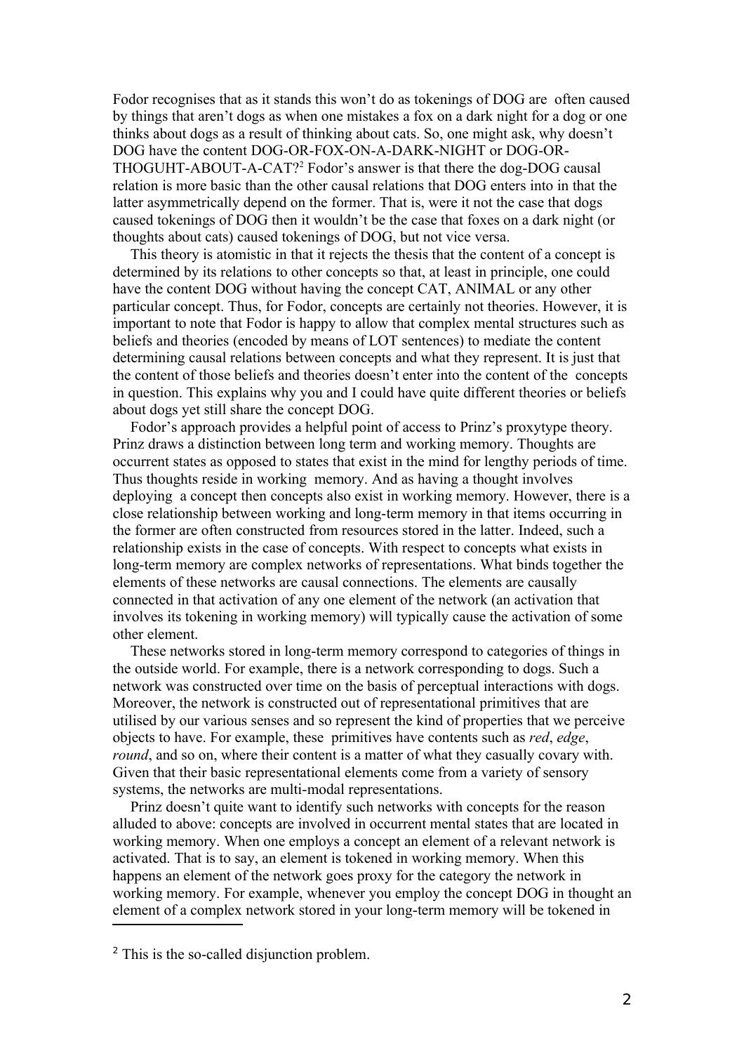Fodor recognises that as it stands this won't do as tokenings of DOG are often caused by things that aren't dogs as when one mistakes a fox on a dark night for a dog or one thinks about dogs as a result of thinking about cats. So, one might ask, why doesn't DOG have the content DOG-OR-FOX-ON-A-DARK-NIGHT or DOG-OR-THOGUHT-ABOUT-A-CAT?[2] Fodor's answer is that there the dog-DOG causal relation is more basic than the other causal relations that DOG enters into in that the latter asymmetrically depend on the former. That is, were it not the case that dogs caused tokenings of DOG then it wouldn't be the case that foxes on a dark night (or thoughts about cats) caused tokenings of DOG, but not vice versa.

This theory is atomistic in that it rejects the thesis that the content of a concept is determined by its relations to other concepts so that, at least in principle, one could have the content DOG without having the concept CAT, ANIMAL or any other particular concept. Thus, for Fodor, concepts are certainly not theories. However, it is important to note that Fodor is happy to allow that complex mental structures such as beliefs and theories (encoded by means of LOT sentences) to mediate the content determining causal relations between concepts and what they represent. It is just that the content of those beliefs and theories doesn't enter into the content of the concepts in question. This explains why you and I could have quite different theories or beliefs about dogs yet still share the concept DOG.

Fodor's approach provides a helpful point of access to Prinz's proxytype theory. Prinz draws a distinction between long term and working memory. Thoughts are occurrent states as opposed to states that exist in the mind for lengthy periods of time. Thus thoughts reside in working memory. And as having a thought involves deploying a concept then concepts also exist in working memory. However, there is a close relationship between working and long-term memory in that items occurring in the former are often constructed from resources stored in the latter. Indeed, such a relationship exists in the case of concepts. With respect to concepts what exists in long-term memory are complex networks of representations. What binds together the elements of these networks are causal connections. The elements are causally connected in that activation of any one element of the network (an activation that involves its tokening in working memory) will typically cause the activation of some other element.

These networks stored in long-term memory correspond to categories of things in the outside world. For example, there is a network corresponding to dogs. Such a network was constructed over time on the basis of perceptual interactions with dogs. Moreover, the network is constructed out of representational primitives that are utilised by our various senses and so represent the kind of properties that we perceive objects to have. For example, these primitives have contents such as *red*, *edge*, *round*, and so on, where their content is a matter of what they casually covary with. Given that their basic representational elements come from a variety of sensory systems, the networks are multi-modal representations.

Prinz doesn't quite want to identify such networks with concepts for the reason alluded to above: concepts are involved in occurrent mental states that are located in working memory. When one employs a concept an element of a relevant network is activated. That is to say, an element is tokened in working memory. When this happens an element of the network goes proxy for the category the network in working memory. For example, whenever you employ the concept DOG in thought an element of a complex network stored in your long-term memory will be tokened in

[2] This is the so-called disjunction problem.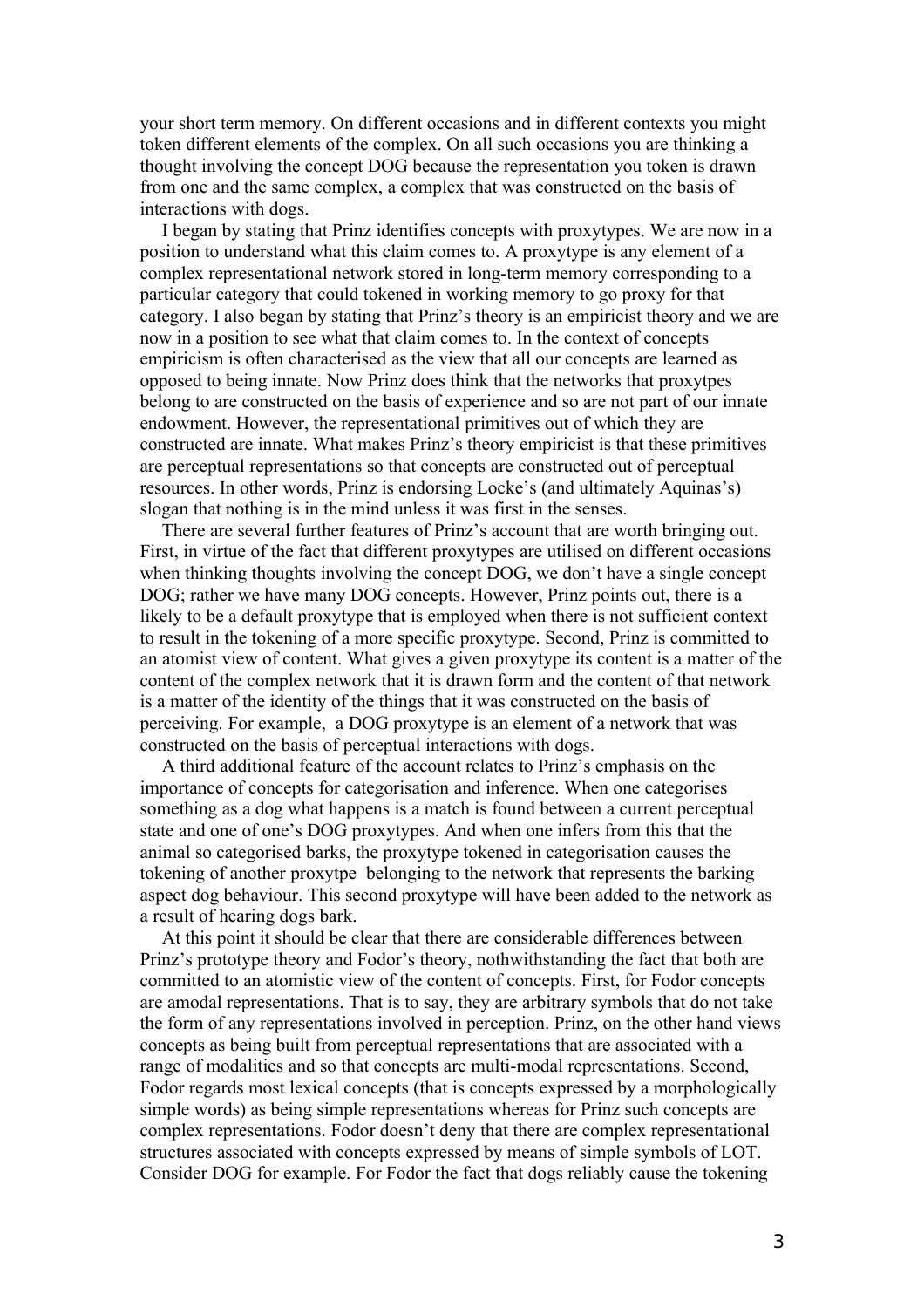your short term memory. On different occasions and in different contexts you might token different elements of the complex. On all such occasions you are thinking a thought involving the concept DOG because the representation you token is drawn from one and the same complex, a complex that was constructed on the basis of interactions with dogs.

I began by stating that Prinz identifies concepts with proxytypes. We are now in a position to understand what this claim comes to. A proxytype is any element of a complex representational network stored in long-term memory corresponding to a particular category that could tokened in working memory to go proxy for that category. I also began by stating that Prinz's theory is an empiricist theory and we are now in a position to see what that claim comes to. In the context of concepts empiricism is often characterised as the view that all our concepts are learned as opposed to being innate. Now Prinz does think that the networks that proxytpes belong to are constructed on the basis of experience and so are not part of our innate endowment. However, the representational primitives out of which they are constructed are innate. What makes Prinz's theory empiricist is that these primitives are perceptual representations so that concepts are constructed out of perceptual resources. In other words, Prinz is endorsing Locke's (and ultimately Aquinas's) slogan that nothing is in the mind unless it was first in the senses.

There are several further features of Prinz's account that are worth bringing out. First, in virtue of the fact that different proxytypes are utilised on different occasions when thinking thoughts involving the concept DOG, we don't have a single concept DOG; rather we have many DOG concepts. However, Prinz points out, there is a likely to be a default proxytype that is employed when there is not sufficient context to result in the tokening of a more specific proxytype. Second, Prinz is committed to an atomist view of content. What gives a given proxytype its content is a matter of the content of the complex network that it is drawn form and the content of that network is a matter of the identity of the things that it was constructed on the basis of perceiving. For example, a DOG proxytype is an element of a network that was constructed on the basis of perceptual interactions with dogs.

A third additional feature of the account relates to Prinz's emphasis on the importance of concepts for categorisation and inference. When one categorises something as a dog what happens is a match is found between a current perceptual state and one of one's DOG proxytypes. And when one infers from this that the animal so categorised barks, the proxytype tokened in categorisation causes the tokening of another proxytpe belonging to the network that represents the barking aspect dog behaviour. This second proxytype will have been added to the network as a result of hearing dogs bark.

At this point it should be clear that there are considerable differences between Prinz's prototype theory and Fodor's theory, nothwithstanding the fact that both are committed to an atomistic view of the content of concepts. First, for Fodor concepts are amodal representations. That is to say, they are arbitrary symbols that do not take the form of any representations involved in perception. Prinz, on the other hand views concepts as being built from perceptual representations that are associated with a range of modalities and so that concepts are multi-modal representations. Second, Fodor regards most lexical concepts (that is concepts expressed by a morphologically simple words) as being simple representations whereas for Prinz such concepts are complex representations. Fodor doesn't deny that there are complex representational structures associated with concepts expressed by means of simple symbols of LOT. Consider DOG for example. For Fodor the fact that dogs reliably cause the tokening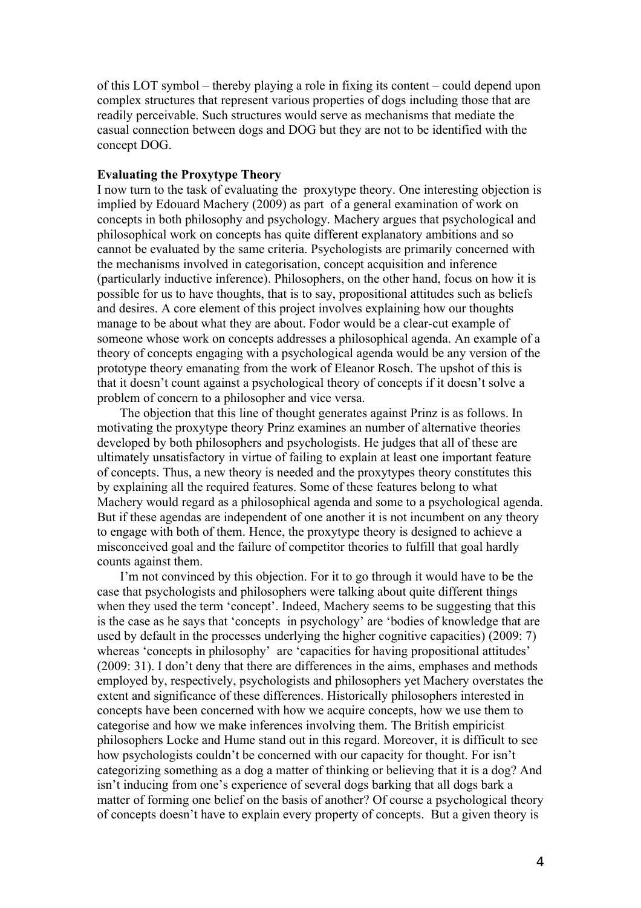of this LOT symbol – thereby playing a role in fixing its content – could depend upon complex structures that represent various properties of dogs including those that are readily perceivable. Such structures would serve as mechanisms that mediate the casual connection between dogs and DOG but they are not to be identified with the concept DOG.

**Evaluating the Proxytype Theory**

I now turn to the task of evaluating the proxytype theory. One interesting objection is implied by Edouard Machery (2009) as part of a general examination of work on concepts in both philosophy and psychology. Machery argues that psychological and philosophical work on concepts has quite different explanatory ambitions and so cannot be evaluated by the same criteria. Psychologists are primarily concerned with the mechanisms involved in categorisation, concept acquisition and inference (particularly inductive inference). Philosophers, on the other hand, focus on how it is possible for us to have thoughts, that is to say, propositional attitudes such as beliefs and desires. A core element of this project involves explaining how our thoughts manage to be about what they are about. Fodor would be a clear-cut example of someone whose work on concepts addresses a philosophical agenda. An example of a theory of concepts engaging with a psychological agenda would be any version of the prototype theory emanating from the work of Eleanor Rosch. The upshot of this is that it doesn't count against a psychological theory of concepts if it doesn't solve a problem of concern to a philosopher and vice versa.

The objection that this line of thought generates against Prinz is as follows. In motivating the proxytype theory Prinz examines an number of alternative theories developed by both philosophers and psychologists. He judges that all of these are ultimately unsatisfactory in virtue of failing to explain at least one important feature of concepts. Thus, a new theory is needed and the proxytypes theory constitutes this by explaining all the required features. Some of these features belong to what Machery would regard as a philosophical agenda and some to a psychological agenda. But if these agendas are independent of one another it is not incumbent on any theory to engage with both of them. Hence, the proxytype theory is designed to achieve a misconceived goal and the failure of competitor theories to fulfill that goal hardly counts against them.

I'm not convinced by this objection. For it to go through it would have to be the case that psychologists and philosophers were talking about quite different things when they used the term 'concept'. Indeed, Machery seems to be suggesting that this is the case as he says that 'concepts in psychology' are 'bodies of knowledge that are used by default in the processes underlying the higher cognitive capacities) (2009: 7) whereas 'concepts in philosophy' are 'capacities for having propositional attitudes' (2009: 31). I don't deny that there are differences in the aims, emphases and methods employed by, respectively, psychologists and philosophers yet Machery overstates the extent and significance of these differences. Historically philosophers interested in concepts have been concerned with how we acquire concepts, how we use them to categorise and how we make inferences involving them. The British empiricist philosophers Locke and Hume stand out in this regard. Moreover, it is difficult to see how psychologists couldn't be concerned with our capacity for thought. For isn't categorizing something as a dog a matter of thinking or believing that it is a dog? And isn't inducing from one's experience of several dogs barking that all dogs bark a matter of forming one belief on the basis of another? Of course a psychological theory of concepts doesn't have to explain every property of concepts. But a given theory is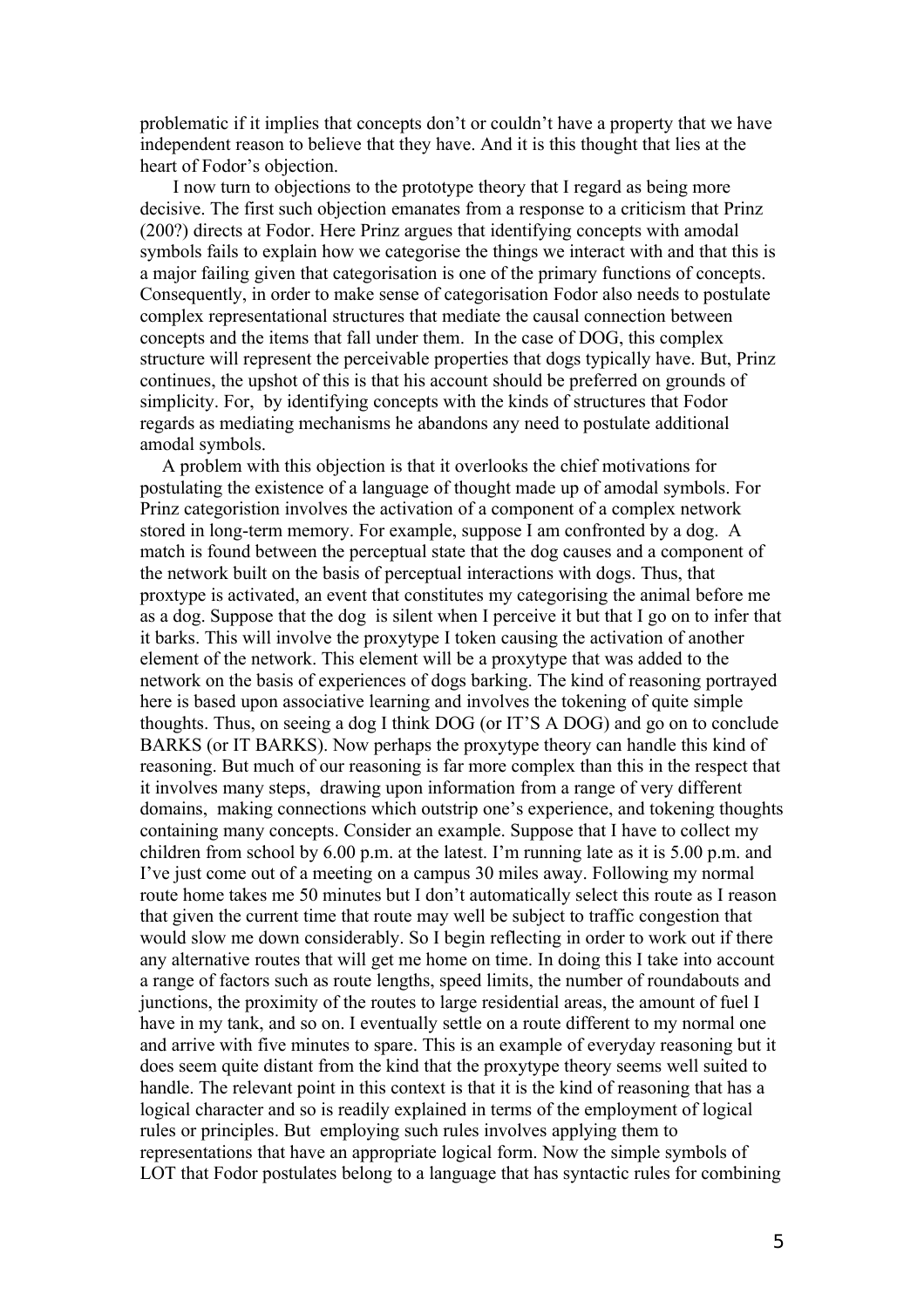problematic if it implies that concepts don't or couldn't have a property that we have independent reason to believe that they have. And it is this thought that lies at the heart of Fodor's objection.

I now turn to objections to the prototype theory that I regard as being more decisive. The first such objection emanates from a response to a criticism that Prinz (200?) directs at Fodor. Here Prinz argues that identifying concepts with amodal symbols fails to explain how we categorise the things we interact with and that this is a major failing given that categorisation is one of the primary functions of concepts. Consequently, in order to make sense of categorisation Fodor also needs to postulate complex representational structures that mediate the causal connection between concepts and the items that fall under them. In the case of DOG, this complex structure will represent the perceivable properties that dogs typically have. But, Prinz continues, the upshot of this is that his account should be preferred on grounds of simplicity. For, by identifying concepts with the kinds of structures that Fodor regards as mediating mechanisms he abandons any need to postulate additional amodal symbols.

A problem with this objection is that it overlooks the chief motivations for postulating the existence of a language of thought made up of amodal symbols. For Prinz categoristion involves the activation of a component of a complex network stored in long-term memory. For example, suppose I am confronted by a dog. A match is found between the perceptual state that the dog causes and a component of the network built on the basis of perceptual interactions with dogs. Thus, that proxtype is activated, an event that constitutes my categorising the animal before me as a dog. Suppose that the dog is silent when I perceive it but that I go on to infer that it barks. This will involve the proxytype I token causing the activation of another element of the network. This element will be a proxytype that was added to the network on the basis of experiences of dogs barking. The kind of reasoning portrayed here is based upon associative learning and involves the tokening of quite simple thoughts. Thus, on seeing a dog I think DOG (or IT'S A DOG) and go on to conclude BARKS (or IT BARKS). Now perhaps the proxytype theory can handle this kind of reasoning. But much of our reasoning is far more complex than this in the respect that it involves many steps, drawing upon information from a range of very different domains, making connections which outstrip one's experience, and tokening thoughts containing many concepts. Consider an example. Suppose that I have to collect my children from school by 6.00 p.m. at the latest. I'm running late as it is 5.00 p.m. and I've just come out of a meeting on a campus 30 miles away. Following my normal route home takes me 50 minutes but I don't automatically select this route as I reason that given the current time that route may well be subject to traffic congestion that would slow me down considerably. So I begin reflecting in order to work out if there any alternative routes that will get me home on time. In doing this I take into account a range of factors such as route lengths, speed limits, the number of roundabouts and junctions, the proximity of the routes to large residential areas, the amount of fuel I have in my tank, and so on. I eventually settle on a route different to my normal one and arrive with five minutes to spare. This is an example of everyday reasoning but it does seem quite distant from the kind that the proxytype theory seems well suited to handle. The relevant point in this context is that it is the kind of reasoning that has a logical character and so is readily explained in terms of the employment of logical rules or principles. But employing such rules involves applying them to representations that have an appropriate logical form. Now the simple symbols of LOT that Fodor postulates belong to a language that has syntactic rules for combining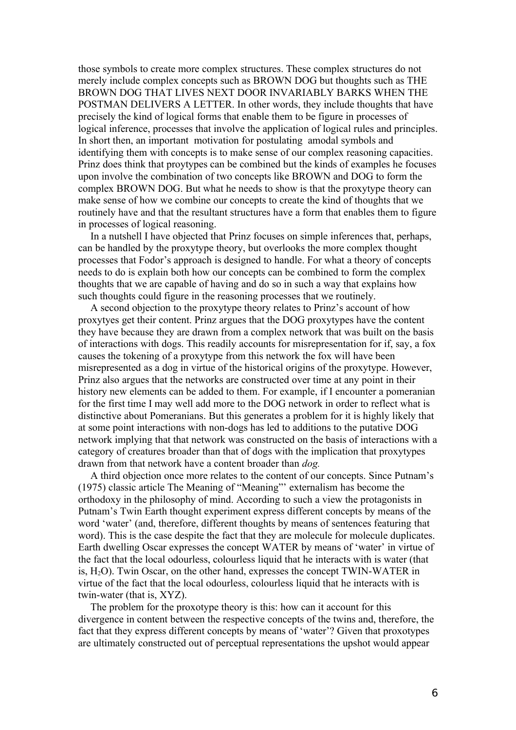those symbols to create more complex structures. These complex structures do not merely include complex concepts such as BROWN DOG but thoughts such as THE BROWN DOG THAT LIVES NEXT DOOR INVARIABLY BARKS WHEN THE POSTMAN DELIVERS A LETTER. In other words, they include thoughts that have precisely the kind of logical forms that enable them to be figure in processes of logical inference, processes that involve the application of logical rules and principles. In short then, an important motivation for postulating amodal symbols and identifying them with concepts is to make sense of our complex reasoning capacities. Prinz does think that proytypes can be combined but the kinds of examples he focuses upon involve the combination of two concepts like BROWN and DOG to form the complex BROWN DOG. But what he needs to show is that the proxytype theory can make sense of how we combine our concepts to create the kind of thoughts that we routinely have and that the resultant structures have a form that enables them to figure in processes of logical reasoning.

In a nutshell I have objected that Prinz focuses on simple inferences that, perhaps, can be handled by the proxytype theory, but overlooks the more complex thought processes that Fodor's approach is designed to handle. For what a theory of concepts needs to do is explain both how our concepts can be combined to form the complex thoughts that we are capable of having and do so in such a way that explains how such thoughts could figure in the reasoning processes that we routinely.

A second objection to the proxytype theory relates to Prinz's account of how proxytyes get their content. Prinz argues that the DOG proxytypes have the content they have because they are drawn from a complex network that was built on the basis of interactions with dogs. This readily accounts for misrepresentation for if, say, a fox causes the tokening of a proxytype from this network the fox will have been misrepresented as a dog in virtue of the historical origins of the proxytype. However, Prinz also argues that the networks are constructed over time at any point in their history new elements can be added to them. For example, if I encounter a pomeranian for the first time I may well add more to the DOG network in order to reflect what is distinctive about Pomeranians. But this generates a problem for it is highly likely that at some point interactions with non-dogs has led to additions to the putative DOG network implying that that network was constructed on the basis of interactions with a category of creatures broader than that of dogs with the implication that proxytypes drawn from that network have a content broader than *dog.*

A third objection once more relates to the content of our concepts. Since Putnam's (1975) classic article The Meaning of "Meaning"' externalism has become the orthodoxy in the philosophy of mind. According to such a view the protagonists in Putnam's Twin Earth thought experiment express different concepts by means of the word 'water' (and, therefore, different thoughts by means of sentences featuring that word). This is the case despite the fact that they are molecule for molecule duplicates. Earth dwelling Oscar expresses the concept WATER by means of 'water' in virtue of the fact that the local odourless, colourless liquid that he interacts with is water (that is, $H_2O$). Twin Oscar, on the other hand, expresses the concept TWIN-WATER in virtue of the fact that the local odourless, colourless liquid that he interacts with is twin-water (that is, XYZ).

The problem for the proxotype theory is this: how can it account for this divergence in content between the respective concepts of the twins and, therefore, the fact that they express different concepts by means of 'water'? Given that proxotypes are ultimately constructed out of perceptual representations the upshot would appear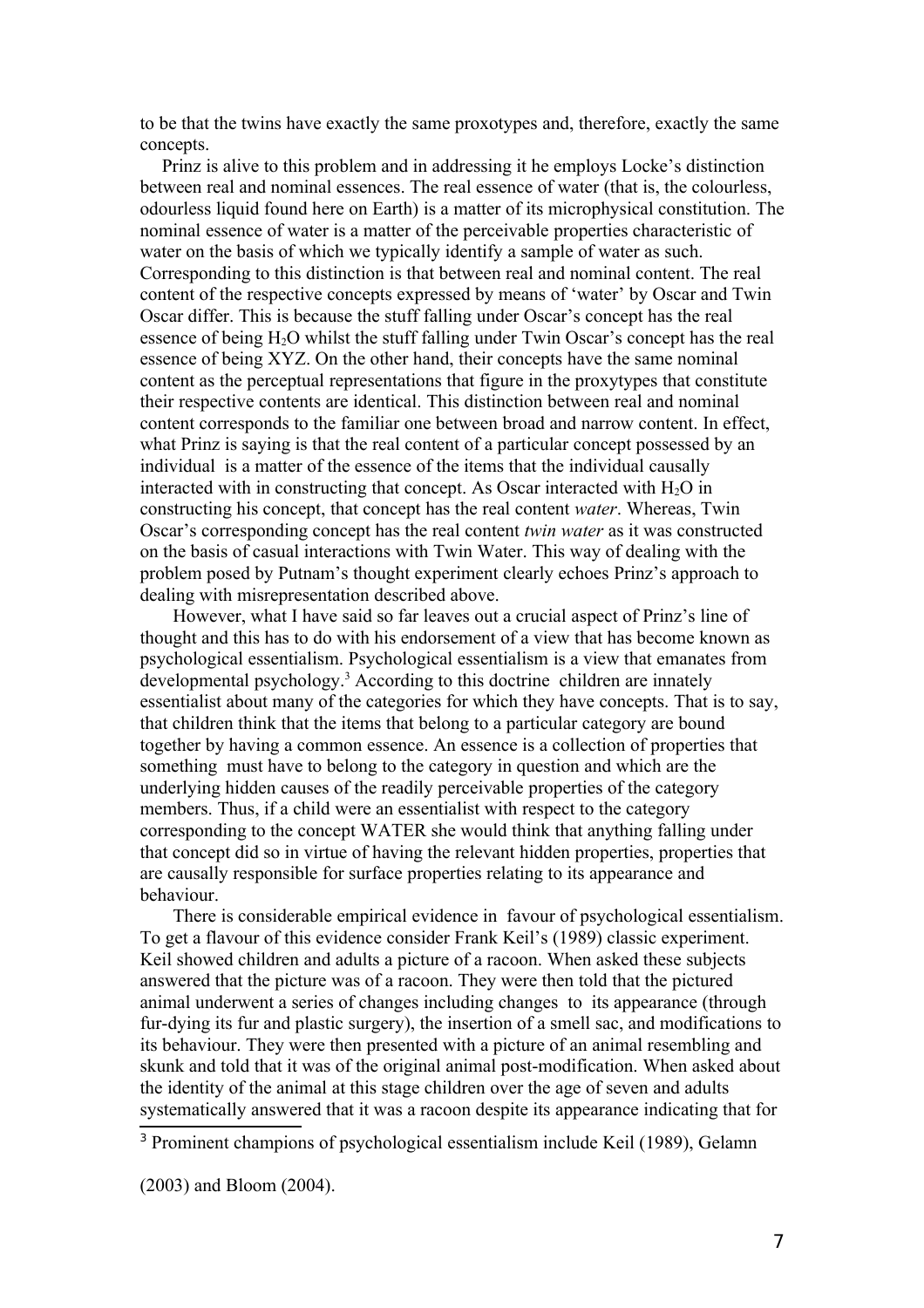to be that the twins have exactly the same proxotypes and, therefore, exactly the same concepts.

Prinz is alive to this problem and in addressing it he employs Locke's distinction between real and nominal essences. The real essence of water (that is, the colourless, odourless liquid found here on Earth) is a matter of its microphysical constitution. The nominal essence of water is a matter of the perceivable properties characteristic of water on the basis of which we typically identify a sample of water as such. Corresponding to this distinction is that between real and nominal content. The real content of the respective concepts expressed by means of 'water' by Oscar and Twin Oscar differ. This is because the stuff falling under Oscar's concept has the real essence of being $H_2O$ whilst the stuff falling under Twin Oscar's concept has the real essence of being XYZ. On the other hand, their concepts have the same nominal content as the perceptual representations that figure in the proxytypes that constitute their respective contents are identical. This distinction between real and nominal content corresponds to the familiar one between broad and narrow content. In effect, what Prinz is saying is that the real content of a particular concept possessed by an individual is a matter of the essence of the items that the individual causally interacted with in constructing that concept. As Oscar interacted with $H_2O$ in constructing his concept, that concept has the real content *water*. Whereas, Twin Oscar's corresponding concept has the real content *twin water* as it was constructed on the basis of casual interactions with Twin Water. This way of dealing with the problem posed by Putnam's thought experiment clearly echoes Prinz's approach to dealing with misrepresentation described above.

However, what I have said so far leaves out a crucial aspect of Prinz's line of thought and this has to do with his endorsement of a view that has become known as psychological essentialism. Psychological essentialism is a view that emanates from developmental psychology.[3] According to this doctrine children are innately essentialist about many of the categories for which they have concepts. That is to say, that children think that the items that belong to a particular category are bound together by having a common essence. An essence is a collection of properties that something must have to belong to the category in question and which are the underlying hidden causes of the readily perceivable properties of the category members. Thus, if a child were an essentialist with respect to the category corresponding to the concept WATER she would think that anything falling under that concept did so in virtue of having the relevant hidden properties, properties that are causally responsible for surface properties relating to its appearance and behaviour.

There is considerable empirical evidence in favour of psychological essentialism. To get a flavour of this evidence consider Frank Keil's (1989) classic experiment. Keil showed children and adults a picture of a racoon. When asked these subjects answered that the picture was of a racoon. They were then told that the pictured animal underwent a series of changes including changes to its appearance (through fur-dying its fur and plastic surgery), the insertion of a smell sac, and modifications to its behaviour. They were then presented with a picture of an animal resembling and skunk and told that it was of the original animal post-modification. When asked about the identity of the animal at this stage children over the age of seven and adults systematically answered that it was a racoon despite its appearance indicating that for

[3] Prominent champions of psychological essentialism include Keil (1989), Gelamn (2003) and Bloom (2004).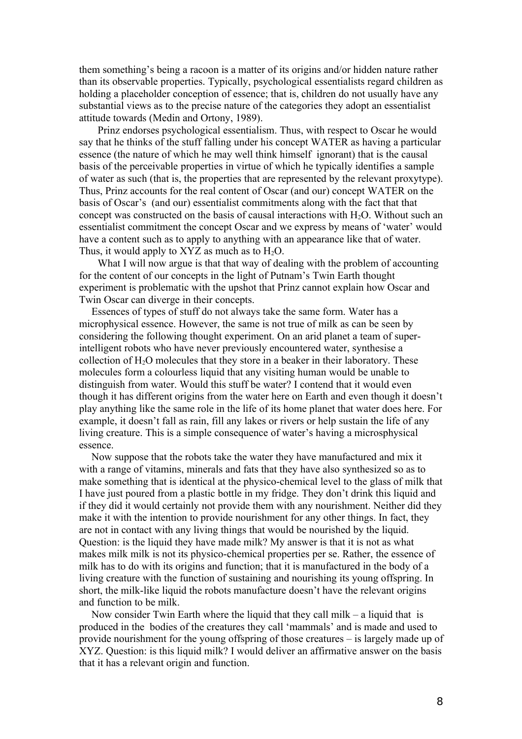them something's being a racoon is a matter of its origins and/or hidden nature rather than its observable properties. Typically, psychological essentialists regard children as holding a placeholder conception of essence; that is, children do not usually have any substantial views as to the precise nature of the categories they adopt an essentialist attitude towards (Medin and Ortony, 1989).

Prinz endorses psychological essentialism. Thus, with respect to Oscar he would say that he thinks of the stuff falling under his concept WATER as having a particular essence (the nature of which he may well think himself ignorant) that is the causal basis of the perceivable properties in virtue of which he typically identifies a sample of water as such (that is, the properties that are represented by the relevant proxytype). Thus, Prinz accounts for the real content of Oscar (and our) concept WATER on the basis of Oscar's (and our) essentialist commitments along with the fact that that concept was constructed on the basis of causal interactions with $H_2O$. Without such an essentialist commitment the concept Oscar and we express by means of 'water' would have a content such as to apply to anything with an appearance like that of water. Thus, it would apply to XYZ as much as to $H_2O$.

What I will now argue is that that way of dealing with the problem of accounting for the content of our concepts in the light of Putnam's Twin Earth thought experiment is problematic with the upshot that Prinz cannot explain how Oscar and Twin Oscar can diverge in their concepts.

Essences of types of stuff do not always take the same form. Water has a microphysical essence. However, the same is not true of milk as can be seen by considering the following thought experiment. On an arid planet a team of super-intelligent robots who have never previously encountered water, synthesise a collection of $H_2O$ molecules that they store in a beaker in their laboratory. These molecules form a colourless liquid that any visiting human would be unable to distinguish from water. Would this stuff be water? I contend that it would even though it has different origins from the water here on Earth and even though it doesn't play anything like the same role in the life of its home planet that water does here. For example, it doesn't fall as rain, fill any lakes or rivers or help sustain the life of any living creature. This is a simple consequence of water's having a microsphysical essence.

Now suppose that the robots take the water they have manufactured and mix it with a range of vitamins, minerals and fats that they have also synthesized so as to make something that is identical at the physico-chemical level to the glass of milk that I have just poured from a plastic bottle in my fridge. They don't drink this liquid and if they did it would certainly not provide them with any nourishment. Neither did they make it with the intention to provide nourishment for any other things. In fact, they are not in contact with any living things that would be nourished by the liquid. Question: is the liquid they have made milk? My answer is that it is not as what makes milk milk is not its physico-chemical properties per se. Rather, the essence of milk has to do with its origins and function; that it is manufactured in the body of a living creature with the function of sustaining and nourishing its young offspring. In short, the milk-like liquid the robots manufacture doesn't have the relevant origins and function to be milk.

Now consider Twin Earth where the liquid that they call milk – a liquid that is produced in the bodies of the creatures they call 'mammals' and is made and used to provide nourishment for the young offspring of those creatures – is largely made up of XYZ. Question: is this liquid milk? I would deliver an affirmative answer on the basis that it has a relevant origin and function.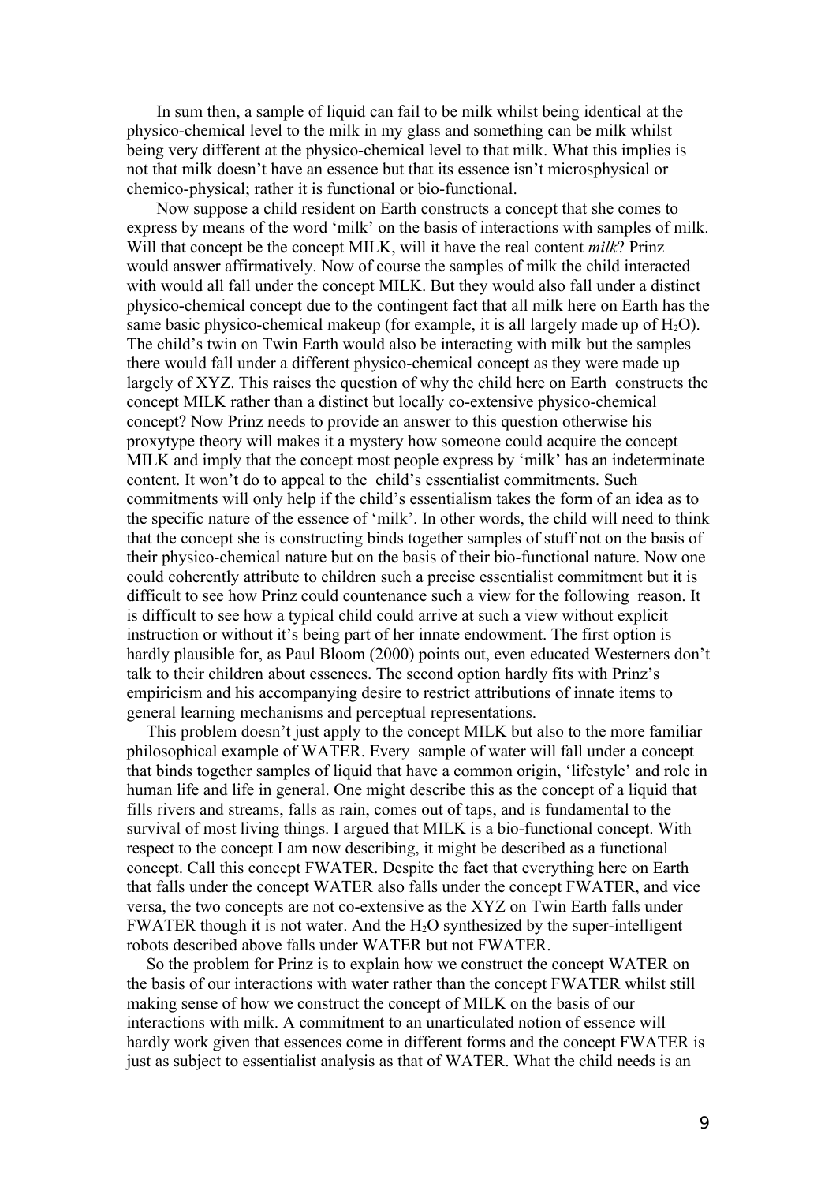In sum then, a sample of liquid can fail to be milk whilst being identical at the physico-chemical level to the milk in my glass and something can be milk whilst being very different at the physico-chemical level to that milk. What this implies is not that milk doesn't have an essence but that its essence isn't microsphysical or chemico-physical; rather it is functional or bio-functional.

Now suppose a child resident on Earth constructs a concept that she comes to express by means of the word 'milk' on the basis of interactions with samples of milk. Will that concept be the concept MILK, will it have the real content *milk*? Prinz would answer affirmatively. Now of course the samples of milk the child interacted with would all fall under the concept MILK. But they would also fall under a distinct physico-chemical concept due to the contingent fact that all milk here on Earth has the same basic physico-chemical makeup (for example, it is all largely made up of $H_2O$). The child's twin on Twin Earth would also be interacting with milk but the samples there would fall under a different physico-chemical concept as they were made up largely of XYZ. This raises the question of why the child here on Earth constructs the concept MILK rather than a distinct but locally co-extensive physico-chemical concept? Now Prinz needs to provide an answer to this question otherwise his proxytype theory will makes it a mystery how someone could acquire the concept MILK and imply that the concept most people express by 'milk' has an indeterminate content. It won't do to appeal to the child's essentialist commitments. Such commitments will only help if the child's essentialism takes the form of an idea as to the specific nature of the essence of 'milk'. In other words, the child will need to think that the concept she is constructing binds together samples of stuff not on the basis of their physico-chemical nature but on the basis of their bio-functional nature. Now one could coherently attribute to children such a precise essentialist commitment but it is difficult to see how Prinz could countenance such a view for the following reason. It is difficult to see how a typical child could arrive at such a view without explicit instruction or without it's being part of her innate endowment. The first option is hardly plausible for, as Paul Bloom (2000) points out, even educated Westerners don't talk to their children about essences. The second option hardly fits with Prinz's empiricism and his accompanying desire to restrict attributions of innate items to general learning mechanisms and perceptual representations.

This problem doesn't just apply to the concept MILK but also to the more familiar philosophical example of WATER. Every sample of water will fall under a concept that binds together samples of liquid that have a common origin, 'lifestyle' and role in human life and life in general. One might describe this as the concept of a liquid that fills rivers and streams, falls as rain, comes out of taps, and is fundamental to the survival of most living things. I argued that MILK is a bio-functional concept. With respect to the concept I am now describing, it might be described as a functional concept. Call this concept FWATER. Despite the fact that everything here on Earth that falls under the concept WATER also falls under the concept FWATER, and vice versa, the two concepts are not co-extensive as the XYZ on Twin Earth falls under FWATER though it is not water. And the $H_2O$ synthesized by the super-intelligent robots described above falls under WATER but not FWATER.

So the problem for Prinz is to explain how we construct the concept WATER on the basis of our interactions with water rather than the concept FWATER whilst still making sense of how we construct the concept of MILK on the basis of our interactions with milk. A commitment to an unarticulated notion of essence will hardly work given that essences come in different forms and the concept FWATER is just as subject to essentialist analysis as that of WATER. What the child needs is an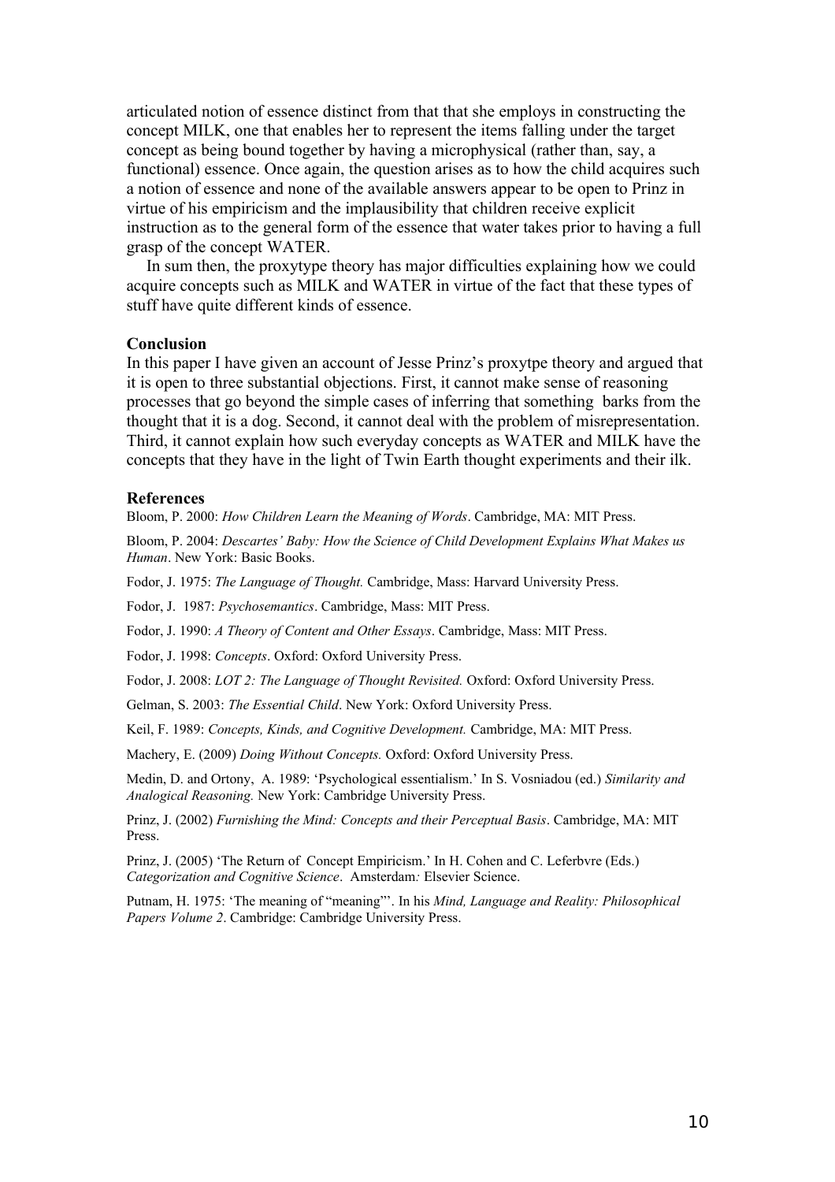articulated notion of essence distinct from that that she employs in constructing the concept MILK, one that enables her to represent the items falling under the target concept as being bound together by having a microphysical (rather than, say, a functional) essence. Once again, the question arises as to how the child acquires such a notion of essence and none of the available answers appear to be open to Prinz in virtue of his empiricism and the implausibility that children receive explicit instruction as to the general form of the essence that water takes prior to having a full grasp of the concept WATER.

In sum then, the proxytype theory has major difficulties explaining how we could acquire concepts such as MILK and WATER in virtue of the fact that these types of stuff have quite different kinds of essence.

## Conclusion

In this paper I have given an account of Jesse Prinz's proxytpe theory and argued that it is open to three substantial objections. First, it cannot make sense of reasoning processes that go beyond the simple cases of inferring that something barks from the thought that it is a dog. Second, it cannot deal with the problem of misrepresentation. Third, it cannot explain how such everyday concepts as WATER and MILK have the concepts that they have in the light of Twin Earth thought experiments and their ilk.

## References

Bloom, P. 2000: *How Children Learn the Meaning of Words*. Cambridge, MA: MIT Press.

Bloom, P. 2004: *Descartes' Baby: How the Science of Child Development Explains What Makes us Human*. New York: Basic Books.

Fodor, J. 1975: *The Language of Thought.* Cambridge, Mass: Harvard University Press.

Fodor, J. 1987: *Psychosemantics*. Cambridge, Mass: MIT Press.

Fodor, J. 1990: *A Theory of Content and Other Essays*. Cambridge, Mass: MIT Press.

Fodor, J. 1998: *Concepts*. Oxford: Oxford University Press.

Fodor, J. 2008: *LOT 2: The Language of Thought Revisited.* Oxford: Oxford University Press.

Gelman, S. 2003: *The Essential Child*. New York: Oxford University Press.

Keil, F. 1989: *Concepts, Kinds, and Cognitive Development.* Cambridge, MA: MIT Press.

Machery, E. (2009) *Doing Without Concepts.* Oxford: Oxford University Press.

Medin, D. and Ortony, A. 1989: 'Psychological essentialism.' In S. Vosniadou (ed.) *Similarity and Analogical Reasoning.* New York: Cambridge University Press.

Prinz, J. (2002) *Furnishing the Mind: Concepts and their Perceptual Basis*. Cambridge, MA: MIT Press.

Prinz, J. (2005) 'The Return of Concept Empiricism.' In H. Cohen and C. Leferbvre (Eds.) *Categorization and Cognitive Science*. Amsterdam*:* Elsevier Science.

Putnam, H. 1975: 'The meaning of "meaning"'. In his *Mind, Language and Reality: Philosophical Papers Volume 2*. Cambridge: Cambridge University Press.